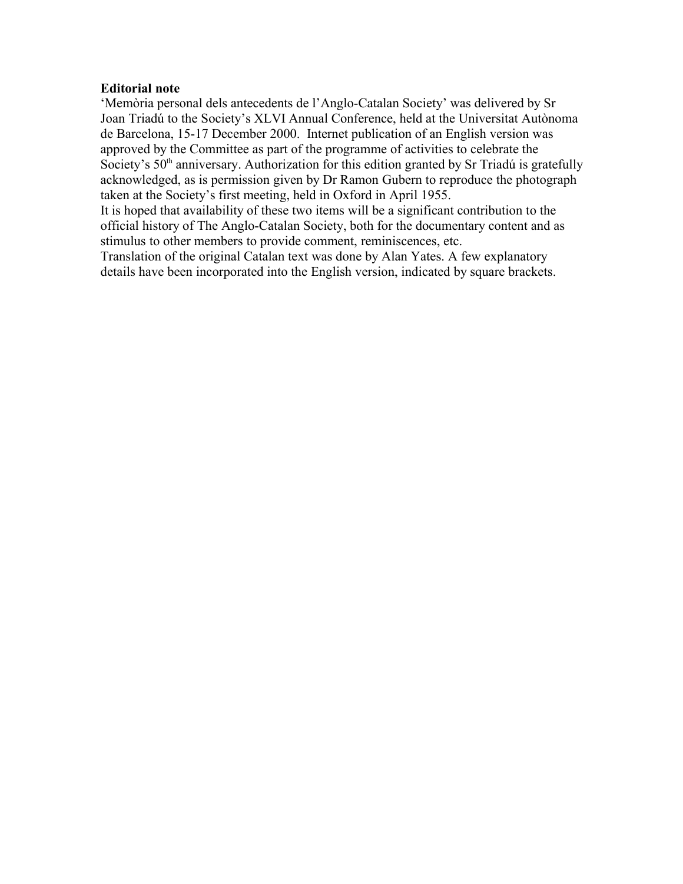**Editorial note**

'Memòria personal dels antecedents de l'Anglo-Catalan Society' was delivered by Sr Joan Triadú to the Society's XLVI Annual Conference, held at the Universitat Autònoma de Barcelona, 15-17 December 2000. Internet publication of an English version was approved by the Committee as part of the programme of activities to celebrate the Society's 50th anniversary. Authorization for this edition granted by Sr Triadú is gratefully acknowledged, as is permission given by Dr Ramon Gubern to reproduce the photograph taken at the Society's first meeting, held in Oxford in April 1955.

It is hoped that availability of these two items will be a significant contribution to the official history of The Anglo-Catalan Society, both for the documentary content and as stimulus to other members to provide comment, reminiscences, etc.

Translation of the original Catalan text was done by Alan Yates. A few explanatory details have been incorporated into the English version, indicated by square brackets.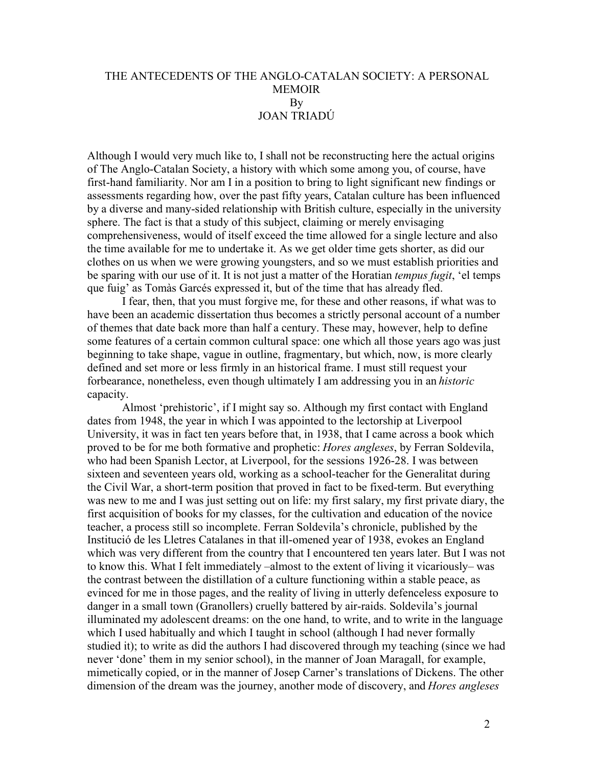# THE ANTECEDENTS OF THE ANGLO-CATALAN SOCIETY: A PERSONAL MEMOIR

By

JOAN TRIADÚ

Although I would very much like to, I shall not be reconstructing here the actual origins of The Anglo-Catalan Society, a history with which some among you, of course, have first-hand familiarity. Nor am I in a position to bring to light significant new findings or assessments regarding how, over the past fifty years, Catalan culture has been influenced by a diverse and many-sided relationship with British culture, especially in the university sphere. The fact is that a study of this subject, claiming or merely envisaging comprehensiveness, would of itself exceed the time allowed for a single lecture and also the time available for me to undertake it. As we get older time gets shorter, as did our clothes on us when we were growing youngsters, and so we must establish priorities and be sparing with our use of it. It is not just a matter of the Horatian *tempus fugit*, 'el temps que fuig' as Tomàs Garcés expressed it, but of the time that has already fled.

I fear, then, that you must forgive me, for these and other reasons, if what was to have been an academic dissertation thus becomes a strictly personal account of a number of themes that date back more than half a century. These may, however, help to define some features of a certain common cultural space: one which all those years ago was just beginning to take shape, vague in outline, fragmentary, but which, now, is more clearly defined and set more or less firmly in an historical frame. I must still request your forbearance, nonetheless, even though ultimately I am addressing you in an *historic* capacity.

Almost 'prehistoric', if I might say so. Although my first contact with England dates from 1948, the year in which I was appointed to the lectorship at Liverpool University, it was in fact ten years before that, in 1938, that I came across a book which proved to be for me both formative and prophetic: *Hores angleses*, by Ferran Soldevila, who had been Spanish Lector, at Liverpool, for the sessions 1926-28. I was between sixteen and seventeen years old, working as a school-teacher for the Generalitat during the Civil War, a short-term position that proved in fact to be fixed-term. But everything was new to me and I was just setting out on life: my first salary, my first private diary, the first acquisition of books for my classes, for the cultivation and education of the novice teacher, a process still so incomplete. Ferran Soldevila's chronicle, published by the Institució de les Lletres Catalanes in that ill-omened year of 1938, evokes an England which was very different from the country that I encountered ten years later. But I was not to know this. What I felt immediately –almost to the extent of living it vicariously– was the contrast between the distillation of a culture functioning within a stable peace, as evinced for me in those pages, and the reality of living in utterly defenceless exposure to danger in a small town (Granollers) cruelly battered by air-raids. Soldevila's journal illuminated my adolescent dreams: on the one hand, to write, and to write in the language which I used habitually and which I taught in school (although I had never formally studied it); to write as did the authors I had discovered through my teaching (since we had never 'done' them in my senior school), in the manner of Joan Maragall, for example, mimetically copied, or in the manner of Josep Carner's translations of Dickens. The other dimension of the dream was the journey, another mode of discovery, and *Hores angleses*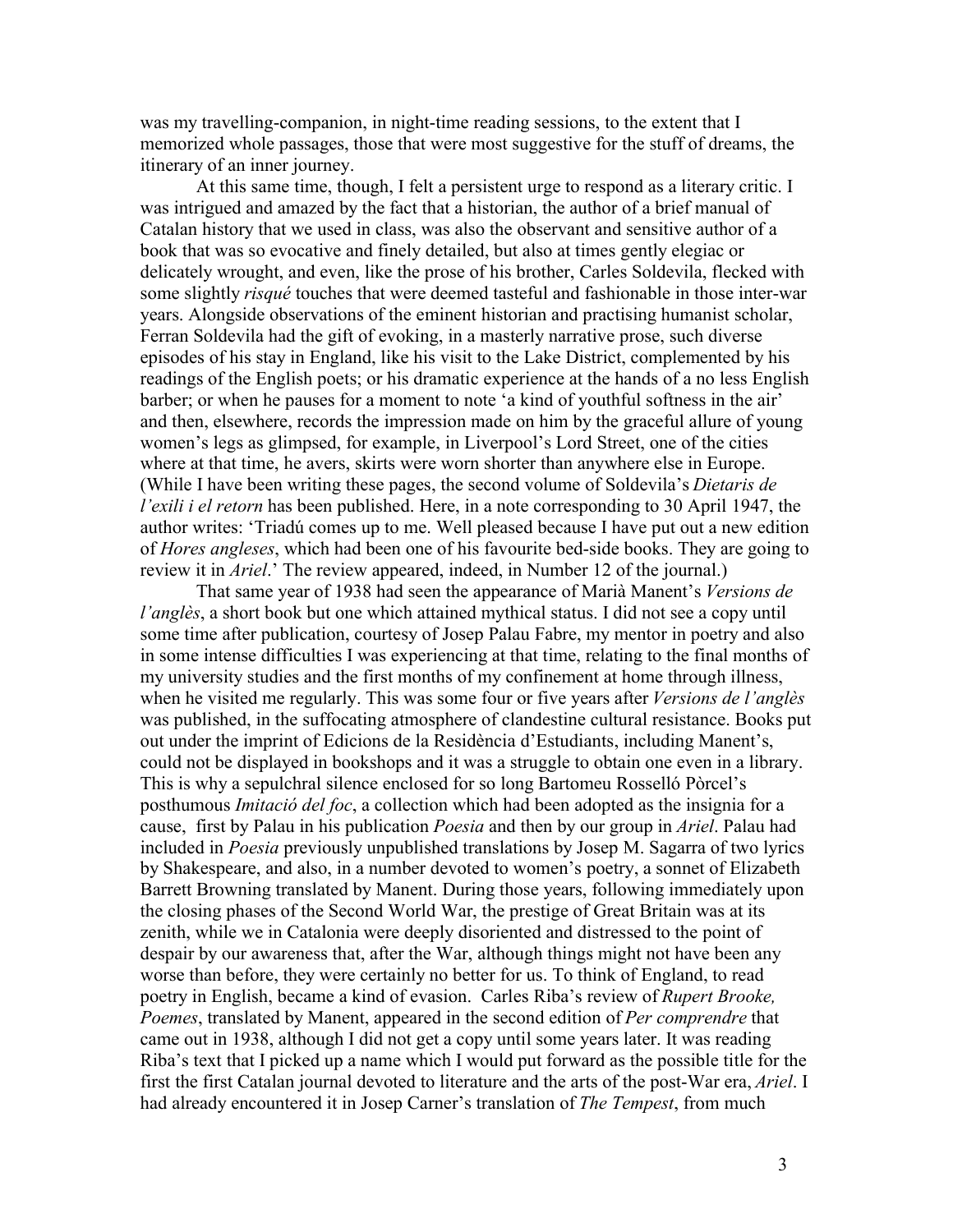was my travelling-companion, in night-time reading sessions, to the extent that I memorized whole passages, those that were most suggestive for the stuff of dreams, the itinerary of an inner journey.

At this same time, though, I felt a persistent urge to respond as a literary critic. I was intrigued and amazed by the fact that a historian, the author of a brief manual of Catalan history that we used in class, was also the observant and sensitive author of a book that was so evocative and finely detailed, but also at times gently elegiac or delicately wrought, and even, like the prose of his brother, Carles Soldevila, flecked with some slightly *risqué* touches that were deemed tasteful and fashionable in those inter-war years. Alongside observations of the eminent historian and practising humanist scholar, Ferran Soldevila had the gift of evoking, in a masterly narrative prose, such diverse episodes of his stay in England, like his visit to the Lake District, complemented by his readings of the English poets; or his dramatic experience at the hands of a no less English barber; or when he pauses for a moment to note 'a kind of youthful softness in the air' and then, elsewhere, records the impression made on him by the graceful allure of young women's legs as glimpsed, for example, in Liverpool's Lord Street, one of the cities where at that time, he avers, skirts were worn shorter than anywhere else in Europe. (While I have been writing these pages, the second volume of Soldevila's *Dietaris de l'exili i el retorn* has been published. Here, in a note corresponding to 30 April 1947, the author writes: 'Triadú comes up to me. Well pleased because I have put out a new edition of *Hores angleses*, which had been one of his favourite bed-side books. They are going to review it in *Ariel*.' The review appeared, indeed, in Number 12 of the journal.)

That same year of 1938 had seen the appearance of Marià Manent's *Versions de l'anglès*, a short book but one which attained mythical status. I did not see a copy until some time after publication, courtesy of Josep Palau Fabre, my mentor in poetry and also in some intense difficulties I was experiencing at that time, relating to the final months of my university studies and the first months of my confinement at home through illness, when he visited me regularly. This was some four or five years after *Versions de l'anglès* was published, in the suffocating atmosphere of clandestine cultural resistance. Books put out under the imprint of Edicions de la Residència d'Estudiants, including Manent's, could not be displayed in bookshops and it was a struggle to obtain one even in a library. This is why a sepulchral silence enclosed for so long Bartomeu Rosselló Pòrcel's posthumous *Imitació del foc*, a collection which had been adopted as the insignia for a cause, first by Palau in his publication *Poesia* and then by our group in *Ariel*. Palau had included in *Poesia* previously unpublished translations by Josep M. Sagarra of two lyrics by Shakespeare, and also, in a number devoted to women's poetry, a sonnet of Elizabeth Barrett Browning translated by Manent. During those years, following immediately upon the closing phases of the Second World War, the prestige of Great Britain was at its zenith, while we in Catalonia were deeply disoriented and distressed to the point of despair by our awareness that, after the War, although things might not have been any worse than before, they were certainly no better for us. To think of England, to read poetry in English, became a kind of evasion. Carles Riba's review of *Rupert Brooke, Poemes*, translated by Manent, appeared in the second edition of *Per comprendre* that came out in 1938, although I did not get a copy until some years later. It was reading Riba's text that I picked up a name which I would put forward as the possible title for the first the first Catalan journal devoted to literature and the arts of the post-War era, *Ariel*. I had already encountered it in Josep Carner's translation of *The Tempest*, from much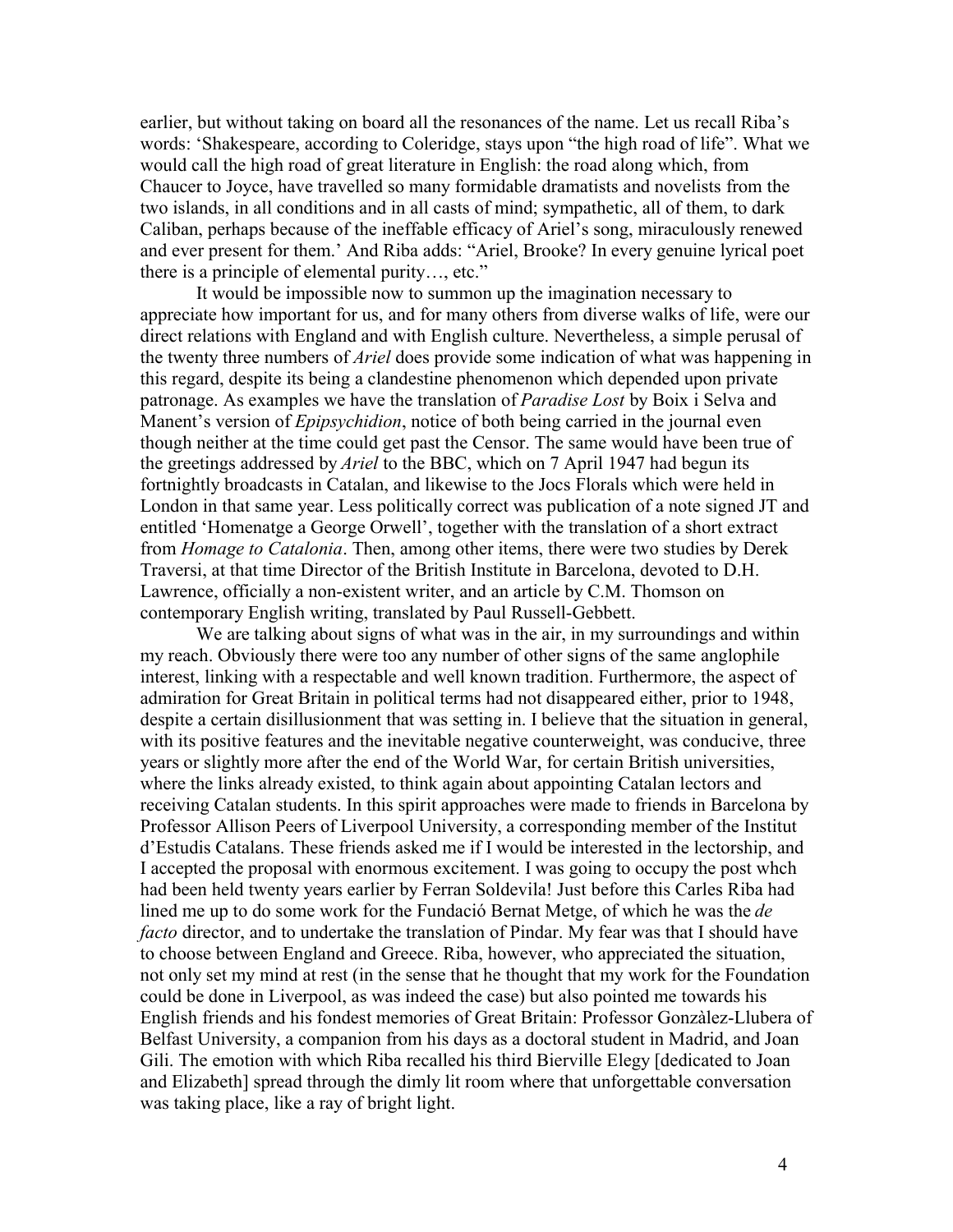earlier, but without taking on board all the resonances of the name. Let us recall Riba's words: 'Shakespeare, according to Coleridge, stays upon "the high road of life". What we would call the high road of great literature in English: the road along which, from Chaucer to Joyce, have travelled so many formidable dramatists and novelists from the two islands, in all conditions and in all casts of mind; sympathetic, all of them, to dark Caliban, perhaps because of the ineffable efficacy of Ariel's song, miraculously renewed and ever present for them.' And Riba adds: "Ariel, Brooke? In every genuine lyrical poet there is a principle of elemental purity…, etc."

It would be impossible now to summon up the imagination necessary to appreciate how important for us, and for many others from diverse walks of life, were our direct relations with England and with English culture. Nevertheless, a simple perusal of the twenty three numbers of *Ariel* does provide some indication of what was happening in this regard, despite its being a clandestine phenomenon which depended upon private patronage. As examples we have the translation of *Paradise Lost* by Boix i Selva and Manent's version of *Epipsychidion*, notice of both being carried in the journal even though neither at the time could get past the Censor. The same would have been true of the greetings addressed by *Ariel* to the BBC, which on 7 April 1947 had begun its fortnightly broadcasts in Catalan, and likewise to the Jocs Florals which were held in London in that same year. Less politically correct was publication of a note signed JT and entitled 'Homenatge a George Orwell', together with the translation of a short extract from *Homage to Catalonia*. Then, among other items, there were two studies by Derek Traversi, at that time Director of the British Institute in Barcelona, devoted to D.H. Lawrence, officially a non-existent writer, and an article by C.M. Thomson on contemporary English writing, translated by Paul Russell-Gebbett.

We are talking about signs of what was in the air, in my surroundings and within my reach. Obviously there were too any number of other signs of the same anglophile interest, linking with a respectable and well known tradition. Furthermore, the aspect of admiration for Great Britain in political terms had not disappeared either, prior to 1948, despite a certain disillusionment that was setting in. I believe that the situation in general, with its positive features and the inevitable negative counterweight, was conducive, three years or slightly more after the end of the World War, for certain British universities, where the links already existed, to think again about appointing Catalan lectors and receiving Catalan students. In this spirit approaches were made to friends in Barcelona by Professor Allison Peers of Liverpool University, a corresponding member of the Institut d'Estudis Catalans. These friends asked me if I would be interested in the lectorship, and I accepted the proposal with enormous excitement. I was going to occupy the post whch had been held twenty years earlier by Ferran Soldevila! Just before this Carles Riba had lined me up to do some work for the Fundació Bernat Metge, of which he was the *de facto* director, and to undertake the translation of Pindar. My fear was that I should have to choose between England and Greece. Riba, however, who appreciated the situation, not only set my mind at rest (in the sense that he thought that my work for the Foundation could be done in Liverpool, as was indeed the case) but also pointed me towards his English friends and his fondest memories of Great Britain: Professor Gonzàlez-Llubera of Belfast University, a companion from his days as a doctoral student in Madrid, and Joan Gili. The emotion with which Riba recalled his third Bierville Elegy [dedicated to Joan and Elizabeth] spread through the dimly lit room where that unforgettable conversation was taking place, like a ray of bright light.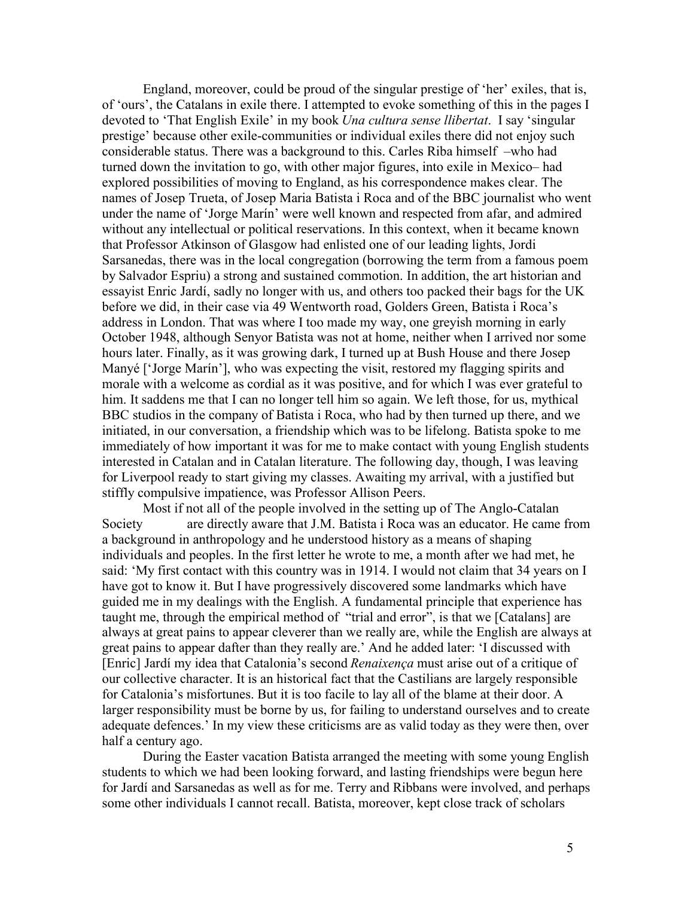England, moreover, could be proud of the singular prestige of 'her' exiles, that is, of 'ours', the Catalans in exile there. I attempted to evoke something of this in the pages I devoted to 'That English Exile' in my book *Una cultura sense llibertat*. I say 'singular prestige' because other exile-communities or individual exiles there did not enjoy such considerable status. There was a background to this. Carles Riba himself –who had turned down the invitation to go, with other major figures, into exile in Mexico– had explored possibilities of moving to England, as his correspondence makes clear. The names of Josep Trueta, of Josep Maria Batista i Roca and of the BBC journalist who went under the name of 'Jorge Marín' were well known and respected from afar, and admired without any intellectual or political reservations. In this context, when it became known that Professor Atkinson of Glasgow had enlisted one of our leading lights, Jordi Sarsanedas, there was in the local congregation (borrowing the term from a famous poem by Salvador Espriu) a strong and sustained commotion. In addition, the art historian and essayist Enric Jardí, sadly no longer with us, and others too packed their bags for the UK before we did, in their case via 49 Wentworth road, Golders Green, Batista i Roca's address in London. That was where I too made my way, one greyish morning in early October 1948, although Senyor Batista was not at home, neither when I arrived nor some hours later. Finally, as it was growing dark, I turned up at Bush House and there Josep Manyé ['Jorge Marín'], who was expecting the visit, restored my flagging spirits and morale with a welcome as cordial as it was positive, and for which I was ever grateful to him. It saddens me that I can no longer tell him so again. We left those, for us, mythical BBC studios in the company of Batista i Roca, who had by then turned up there, and we initiated, in our conversation, a friendship which was to be lifelong. Batista spoke to me immediately of how important it was for me to make contact with young English students interested in Catalan and in Catalan literature. The following day, though, I was leaving for Liverpool ready to start giving my classes. Awaiting my arrival, with a justified but stiffly compulsive impatience, was Professor Allison Peers.

Most if not all of the people involved in the setting up of The Anglo-Catalan Society are directly aware that J.M. Batista i Roca was an educator. He came from a background in anthropology and he understood history as a means of shaping individuals and peoples. In the first letter he wrote to me, a month after we had met, he said: 'My first contact with this country was in 1914. I would not claim that 34 years on I have got to know it. But I have progressively discovered some landmarks which have guided me in my dealings with the English. A fundamental principle that experience has taught me, through the empirical method of "trial and error", is that we [Catalans] are always at great pains to appear cleverer than we really are, while the English are always at great pains to appear dafter than they really are.' And he added later: 'I discussed with [Enric] Jardí my idea that Catalonia's second *Renaixença* must arise out of a critique of our collective character. It is an historical fact that the Castilians are largely responsible for Catalonia's misfortunes. But it is too facile to lay all of the blame at their door. A larger responsibility must be borne by us, for failing to understand ourselves and to create adequate defences.' In my view these criticisms are as valid today as they were then, over half a century ago.

During the Easter vacation Batista arranged the meeting with some young English students to which we had been looking forward, and lasting friendships were begun here for Jardí and Sarsanedas as well as for me. Terry and Ribbans were involved, and perhaps some other individuals I cannot recall. Batista, moreover, kept close track of scholars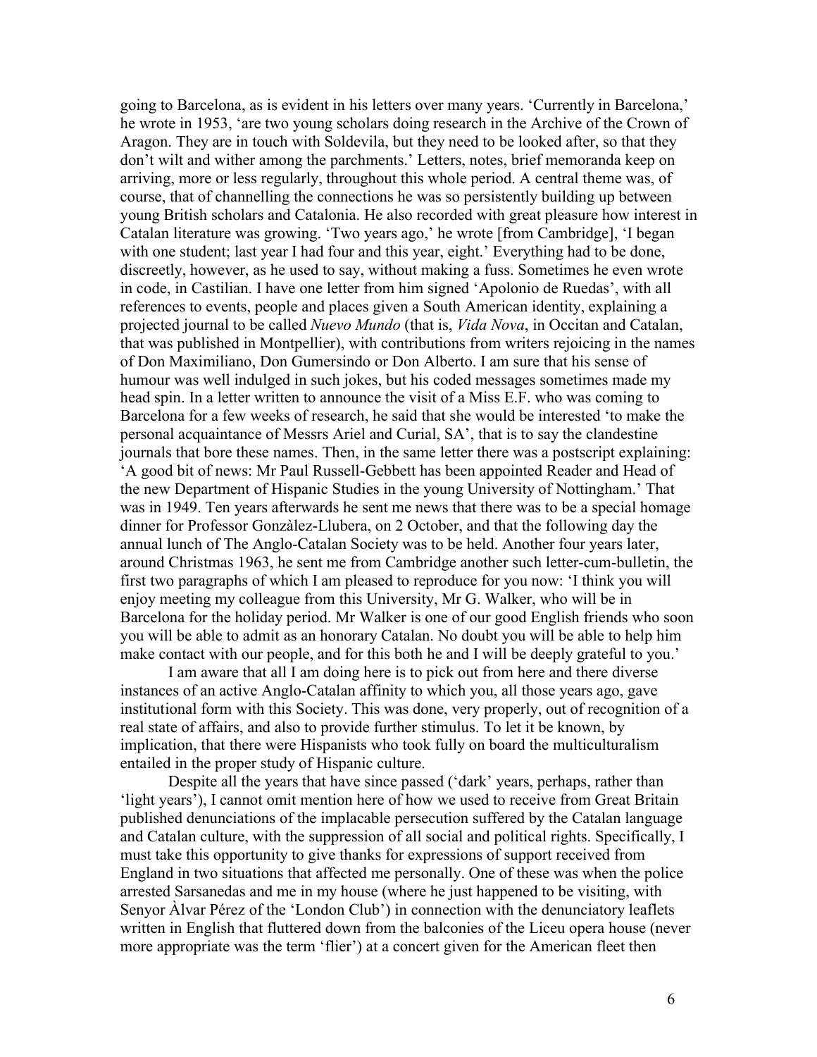going to Barcelona, as is evident in his letters over many years. 'Currently in Barcelona,' he wrote in 1953, 'are two young scholars doing research in the Archive of the Crown of Aragon. They are in touch with Soldevila, but they need to be looked after, so that they don't wilt and wither among the parchments.' Letters, notes, brief memoranda keep on arriving, more or less regularly, throughout this whole period. A central theme was, of course, that of channelling the connections he was so persistently building up between young British scholars and Catalonia. He also recorded with great pleasure how interest in Catalan literature was growing. 'Two years ago,' he wrote [from Cambridge], 'I began with one student; last year I had four and this year, eight.' Everything had to be done, discreetly, however, as he used to say, without making a fuss. Sometimes he even wrote in code, in Castilian. I have one letter from him signed 'Apolonio de Ruedas', with all references to events, people and places given a South American identity, explaining a projected journal to be called *Nuevo Mundo* (that is, *Vida Nova*, in Occitan and Catalan, that was published in Montpellier), with contributions from writers rejoicing in the names of Don Maximiliano, Don Gumersindo or Don Alberto. I am sure that his sense of humour was well indulged in such jokes, but his coded messages sometimes made my head spin. In a letter written to announce the visit of a Miss E.F. who was coming to Barcelona for a few weeks of research, he said that she would be interested 'to make the personal acquaintance of Messrs Ariel and Curial, SA', that is to say the clandestine journals that bore these names. Then, in the same letter there was a postscript explaining: 'A good bit of news: Mr Paul Russell-Gebbett has been appointed Reader and Head of the new Department of Hispanic Studies in the young University of Nottingham.' That was in 1949. Ten years afterwards he sent me news that there was to be a special homage dinner for Professor Gonzàlez-Llubera, on 2 October, and that the following day the annual lunch of The Anglo-Catalan Society was to be held. Another four years later, around Christmas 1963, he sent me from Cambridge another such letter-cum-bulletin, the first two paragraphs of which I am pleased to reproduce for you now: 'I think you will enjoy meeting my colleague from this University, Mr G. Walker, who will be in Barcelona for the holiday period. Mr Walker is one of our good English friends who soon you will be able to admit as an honorary Catalan. No doubt you will be able to help him make contact with our people, and for this both he and I will be deeply grateful to you.'

I am aware that all I am doing here is to pick out from here and there diverse instances of an active Anglo-Catalan affinity to which you, all those years ago, gave institutional form with this Society. This was done, very properly, out of recognition of a real state of affairs, and also to provide further stimulus. To let it be known, by implication, that there were Hispanists who took fully on board the multiculturalism entailed in the proper study of Hispanic culture.

Despite all the years that have since passed ('dark' years, perhaps, rather than 'light years'), I cannot omit mention here of how we used to receive from Great Britain published denunciations of the implacable persecution suffered by the Catalan language and Catalan culture, with the suppression of all social and political rights. Specifically, I must take this opportunity to give thanks for expressions of support received from England in two situations that affected me personally. One of these was when the police arrested Sarsanedas and me in my house (where he just happened to be visiting, with Senyor Àlvar Pérez of the 'London Club') in connection with the denunciatory leaflets written in English that fluttered down from the balconies of the Liceu opera house (never more appropriate was the term 'flier') at a concert given for the American fleet then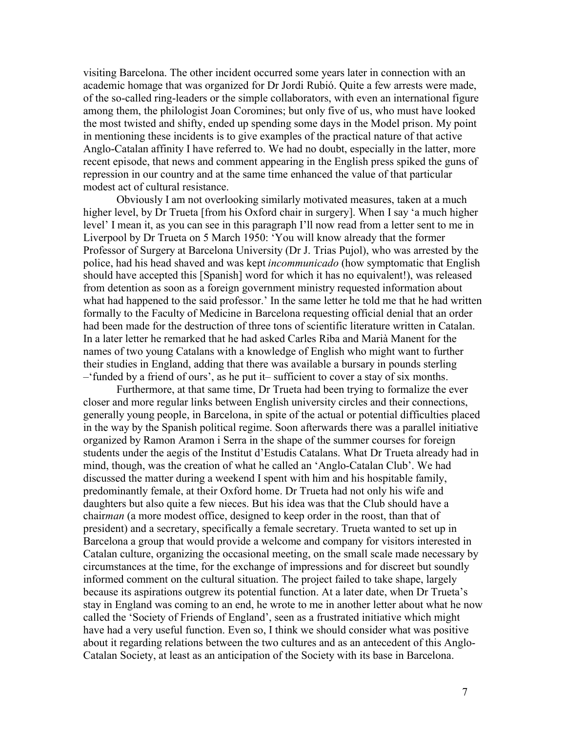visiting Barcelona. The other incident occurred some years later in connection with an academic homage that was organized for Dr Jordi Rubió. Quite a few arrests were made, of the so-called ring-leaders or the simple collaborators, with even an international figure among them, the philologist Joan Coromines; but only five of us, who must have looked the most twisted and shifty, ended up spending some days in the Model prison. My point in mentioning these incidents is to give examples of the practical nature of that active Anglo-Catalan affinity I have referred to. We had no doubt, especially in the latter, more recent episode, that news and comment appearing in the English press spiked the guns of repression in our country and at the same time enhanced the value of that particular modest act of cultural resistance.

Obviously I am not overlooking similarly motivated measures, taken at a much higher level, by Dr Trueta [from his Oxford chair in surgery]. When I say 'a much higher level' I mean it, as you can see in this paragraph I'll now read from a letter sent to me in Liverpool by Dr Trueta on 5 March 1950: 'You will know already that the former Professor of Surgery at Barcelona University (Dr J. Trias Pujol), who was arrested by the police, had his head shaved and was kept *incommunicado* (how symptomatic that English should have accepted this [Spanish] word for which it has no equivalent!), was released from detention as soon as a foreign government ministry requested information about what had happened to the said professor.' In the same letter he told me that he had written formally to the Faculty of Medicine in Barcelona requesting official denial that an order had been made for the destruction of three tons of scientific literature written in Catalan. In a later letter he remarked that he had asked Carles Riba and Marià Manent for the names of two young Catalans with a knowledge of English who might want to further their studies in England, adding that there was available a bursary in pounds sterling –'funded by a friend of ours', as he put it– sufficient to cover a stay of six months.

Furthermore, at that same time, Dr Trueta had been trying to formalize the ever closer and more regular links between English university circles and their connections, generally young people, in Barcelona, in spite of the actual or potential difficulties placed in the way by the Spanish political regime. Soon afterwards there was a parallel initiative organized by Ramon Aramon i Serra in the shape of the summer courses for foreign students under the aegis of the Institut d'Estudis Catalans. What Dr Trueta already had in mind, though, was the creation of what he called an 'Anglo-Catalan Club'. We had discussed the matter during a weekend I spent with him and his hospitable family, predominantly female, at their Oxford home. Dr Trueta had not only his wife and daughters but also quite a few nieces. But his idea was that the Club should have a chair*man* (a more modest office, designed to keep order in the roost, than that of president) and a secretary, specifically a female secretary. Trueta wanted to set up in Barcelona a group that would provide a welcome and company for visitors interested in Catalan culture, organizing the occasional meeting, on the small scale made necessary by circumstances at the time, for the exchange of impressions and for discreet but soundly informed comment on the cultural situation. The project failed to take shape, largely because its aspirations outgrew its potential function. At a later date, when Dr Trueta's stay in England was coming to an end, he wrote to me in another letter about what he now called the 'Society of Friends of England', seen as a frustrated initiative which might have had a very useful function. Even so, I think we should consider what was positive about it regarding relations between the two cultures and as an antecedent of this Anglo-Catalan Society, at least as an anticipation of the Society with its base in Barcelona.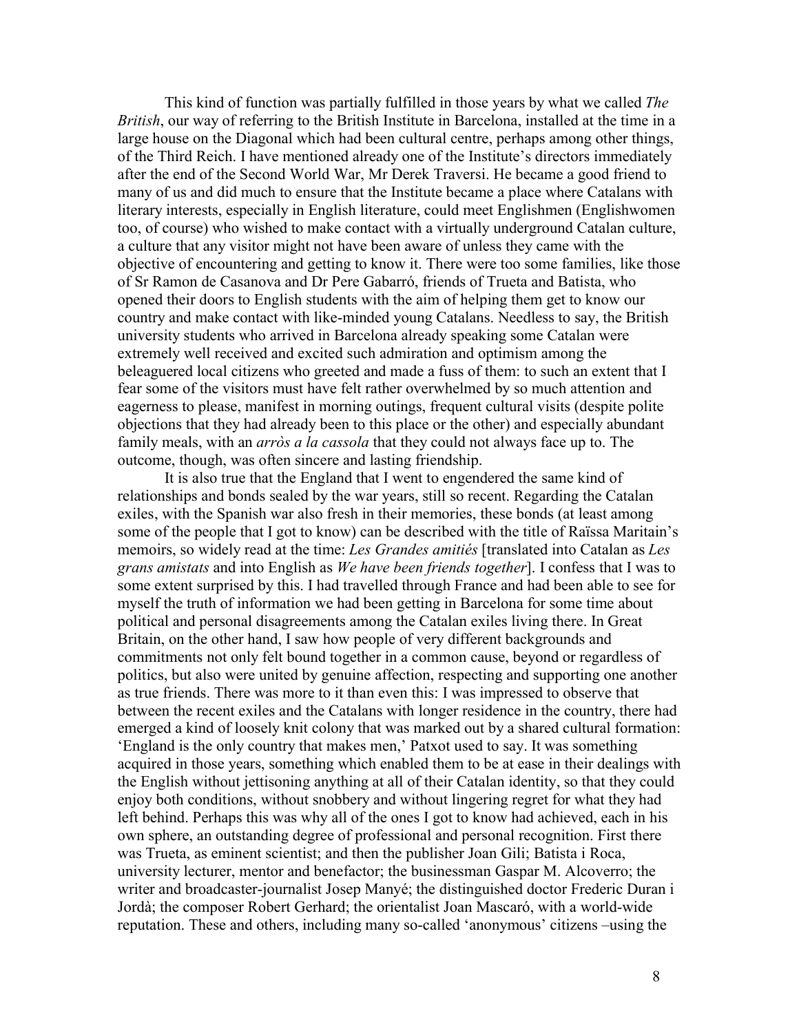This kind of function was partially fulfilled in those years by what we called *The British*, our way of referring to the British Institute in Barcelona, installed at the time in a large house on the Diagonal which had been cultural centre, perhaps among other things, of the Third Reich. I have mentioned already one of the Institute's directors immediately after the end of the Second World War, Mr Derek Traversi. He became a good friend to many of us and did much to ensure that the Institute became a place where Catalans with literary interests, especially in English literature, could meet Englishmen (Englishwomen too, of course) who wished to make contact with a virtually underground Catalan culture, a culture that any visitor might not have been aware of unless they came with the objective of encountering and getting to know it. There were too some families, like those of Sr Ramon de Casanova and Dr Pere Gabarró, friends of Trueta and Batista, who opened their doors to English students with the aim of helping them get to know our country and make contact with like-minded young Catalans. Needless to say, the British university students who arrived in Barcelona already speaking some Catalan were extremely well received and excited such admiration and optimism among the beleaguered local citizens who greeted and made a fuss of them: to such an extent that I fear some of the visitors must have felt rather overwhelmed by so much attention and eagerness to please, manifest in morning outings, frequent cultural visits (despite polite objections that they had already been to this place or the other) and especially abundant family meals, with an *arròs a la cassola* that they could not always face up to. The outcome, though, was often sincere and lasting friendship.

It is also true that the England that I went to engendered the same kind of relationships and bonds sealed by the war years, still so recent. Regarding the Catalan exiles, with the Spanish war also fresh in their memories, these bonds (at least among some of the people that I got to know) can be described with the title of Raïssa Maritain's memoirs, so widely read at the time: *Les Grandes amitiés* [translated into Catalan as *Les grans amistats* and into English as *We have been friends together*]. I confess that I was to some extent surprised by this. I had travelled through France and had been able to see for myself the truth of information we had been getting in Barcelona for some time about political and personal disagreements among the Catalan exiles living there. In Great Britain, on the other hand, I saw how people of very different backgrounds and commitments not only felt bound together in a common cause, beyond or regardless of politics, but also were united by genuine affection, respecting and supporting one another as true friends. There was more to it than even this: I was impressed to observe that between the recent exiles and the Catalans with longer residence in the country, there had emerged a kind of loosely knit colony that was marked out by a shared cultural formation: 'England is the only country that makes men,' Patxot used to say. It was something acquired in those years, something which enabled them to be at ease in their dealings with the English without jettisoning anything at all of their Catalan identity, so that they could enjoy both conditions, without snobbery and without lingering regret for what they had left behind. Perhaps this was why all of the ones I got to know had achieved, each in his own sphere, an outstanding degree of professional and personal recognition. First there was Trueta, as eminent scientist; and then the publisher Joan Gili; Batista i Roca, university lecturer, mentor and benefactor; the businessman Gaspar M. Alcoverro; the writer and broadcaster-journalist Josep Manyé; the distinguished doctor Frederic Duran i Jordà; the composer Robert Gerhard; the orientalist Joan Mascaró, with a world-wide reputation. These and others, including many so-called 'anonymous' citizens –using the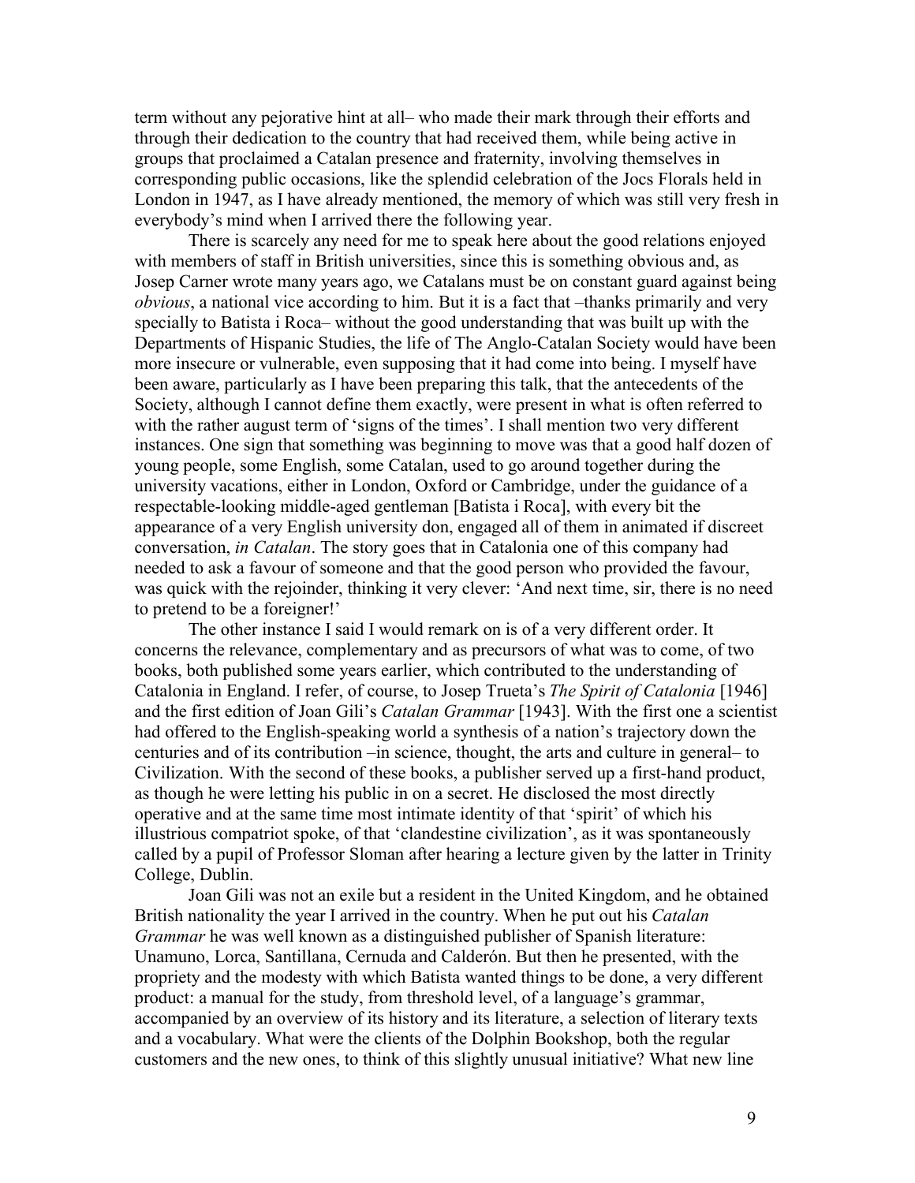term without any pejorative hint at all– who made their mark through their efforts and through their dedication to the country that had received them, while being active in groups that proclaimed a Catalan presence and fraternity, involving themselves in corresponding public occasions, like the splendid celebration of the Jocs Florals held in London in 1947, as I have already mentioned, the memory of which was still very fresh in everybody's mind when I arrived there the following year.

There is scarcely any need for me to speak here about the good relations enjoyed with members of staff in British universities, since this is something obvious and, as Josep Carner wrote many years ago, we Catalans must be on constant guard against being *obvious*, a national vice according to him. But it is a fact that –thanks primarily and very specially to Batista i Roca– without the good understanding that was built up with the Departments of Hispanic Studies, the life of The Anglo-Catalan Society would have been more insecure or vulnerable, even supposing that it had come into being. I myself have been aware, particularly as I have been preparing this talk, that the antecedents of the Society, although I cannot define them exactly, were present in what is often referred to with the rather august term of 'signs of the times'. I shall mention two very different instances. One sign that something was beginning to move was that a good half dozen of young people, some English, some Catalan, used to go around together during the university vacations, either in London, Oxford or Cambridge, under the guidance of a respectable-looking middle-aged gentleman [Batista i Roca], with every bit the appearance of a very English university don, engaged all of them in animated if discreet conversation, *in Catalan*. The story goes that in Catalonia one of this company had needed to ask a favour of someone and that the good person who provided the favour, was quick with the rejoinder, thinking it very clever: 'And next time, sir, there is no need to pretend to be a foreigner!'

The other instance I said I would remark on is of a very different order. It concerns the relevance, complementary and as precursors of what was to come, of two books, both published some years earlier, which contributed to the understanding of Catalonia in England. I refer, of course, to Josep Trueta's *The Spirit of Catalonia* [1946] and the first edition of Joan Gili's *Catalan Grammar* [1943]. With the first one a scientist had offered to the English-speaking world a synthesis of a nation's trajectory down the centuries and of its contribution –in science, thought, the arts and culture in general– to Civilization. With the second of these books, a publisher served up a first-hand product, as though he were letting his public in on a secret. He disclosed the most directly operative and at the same time most intimate identity of that 'spirit' of which his illustrious compatriot spoke, of that 'clandestine civilization', as it was spontaneously called by a pupil of Professor Sloman after hearing a lecture given by the latter in Trinity College, Dublin.

Joan Gili was not an exile but a resident in the United Kingdom, and he obtained British nationality the year I arrived in the country. When he put out his *Catalan Grammar* he was well known as a distinguished publisher of Spanish literature: Unamuno, Lorca, Santillana, Cernuda and Calderón. But then he presented, with the propriety and the modesty with which Batista wanted things to be done, a very different product: a manual for the study, from threshold level, of a language's grammar, accompanied by an overview of its history and its literature, a selection of literary texts and a vocabulary. What were the clients of the Dolphin Bookshop, both the regular customers and the new ones, to think of this slightly unusual initiative? What new line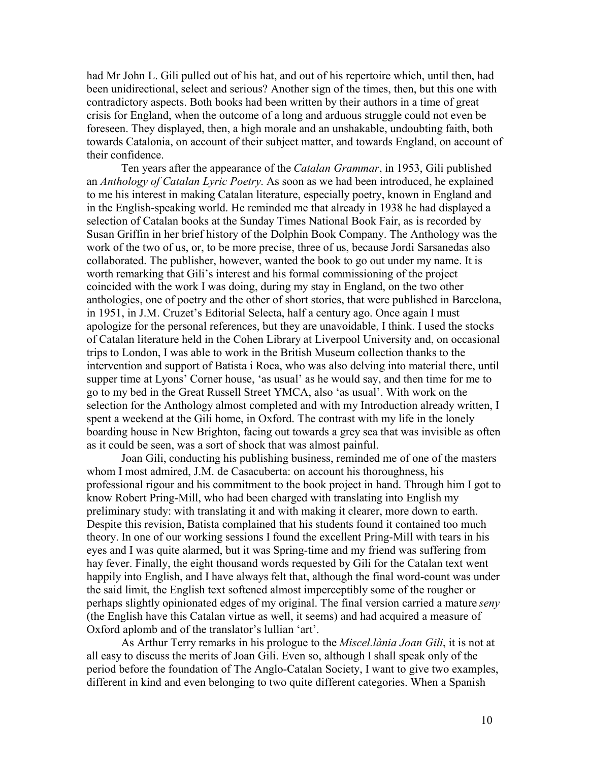had Mr John L. Gili pulled out of his hat, and out of his repertoire which, until then, had been unidirectional, select and serious? Another sign of the times, then, but this one with contradictory aspects. Both books had been written by their authors in a time of great crisis for England, when the outcome of a long and arduous struggle could not even be foreseen. They displayed, then, a high morale and an unshakable, undoubting faith, both towards Catalonia, on account of their subject matter, and towards England, on account of their confidence.

Ten years after the appearance of the *Catalan Grammar*, in 1953, Gili published an *Anthology of Catalan Lyric Poetry*. As soon as we had been introduced, he explained to me his interest in making Catalan literature, especially poetry, known in England and in the English-speaking world. He reminded me that already in 1938 he had displayed a selection of Catalan books at the Sunday Times National Book Fair, as is recorded by Susan Griffin in her brief history of the Dolphin Book Company. The Anthology was the work of the two of us, or, to be more precise, three of us, because Jordi Sarsanedas also collaborated. The publisher, however, wanted the book to go out under my name. It is worth remarking that Gili's interest and his formal commissioning of the project coincided with the work I was doing, during my stay in England, on the two other anthologies, one of poetry and the other of short stories, that were published in Barcelona, in 1951, in J.M. Cruzet's Editorial Selecta, half a century ago. Once again I must apologize for the personal references, but they are unavoidable, I think. I used the stocks of Catalan literature held in the Cohen Library at Liverpool University and, on occasional trips to London, I was able to work in the British Museum collection thanks to the intervention and support of Batista i Roca, who was also delving into material there, until supper time at Lyons' Corner house, 'as usual' as he would say, and then time for me to go to my bed in the Great Russell Street YMCA, also 'as usual'. With work on the selection for the Anthology almost completed and with my Introduction already written, I spent a weekend at the Gili home, in Oxford. The contrast with my life in the lonely boarding house in New Brighton, facing out towards a grey sea that was invisible as often as it could be seen, was a sort of shock that was almost painful.

Joan Gili, conducting his publishing business, reminded me of one of the masters whom I most admired, J.M. de Casacuberta: on account his thoroughness, his professional rigour and his commitment to the book project in hand. Through him I got to know Robert Pring-Mill, who had been charged with translating into English my preliminary study: with translating it and with making it clearer, more down to earth. Despite this revision, Batista complained that his students found it contained too much theory. In one of our working sessions I found the excellent Pring-Mill with tears in his eyes and I was quite alarmed, but it was Spring-time and my friend was suffering from hay fever. Finally, the eight thousand words requested by Gili for the Catalan text went happily into English, and I have always felt that, although the final word-count was under the said limit, the English text softened almost imperceptibly some of the rougher or perhaps slightly opinionated edges of my original. The final version carried a mature *seny* (the English have this Catalan virtue as well, it seems) and had acquired a measure of Oxford aplomb and of the translator's lullian 'art'.

As Arthur Terry remarks in his prologue to the *Miscel.lània Joan Gili*, it is not at all easy to discuss the merits of Joan Gili. Even so, although I shall speak only of the period before the foundation of The Anglo-Catalan Society, I want to give two examples, different in kind and even belonging to two quite different categories. When a Spanish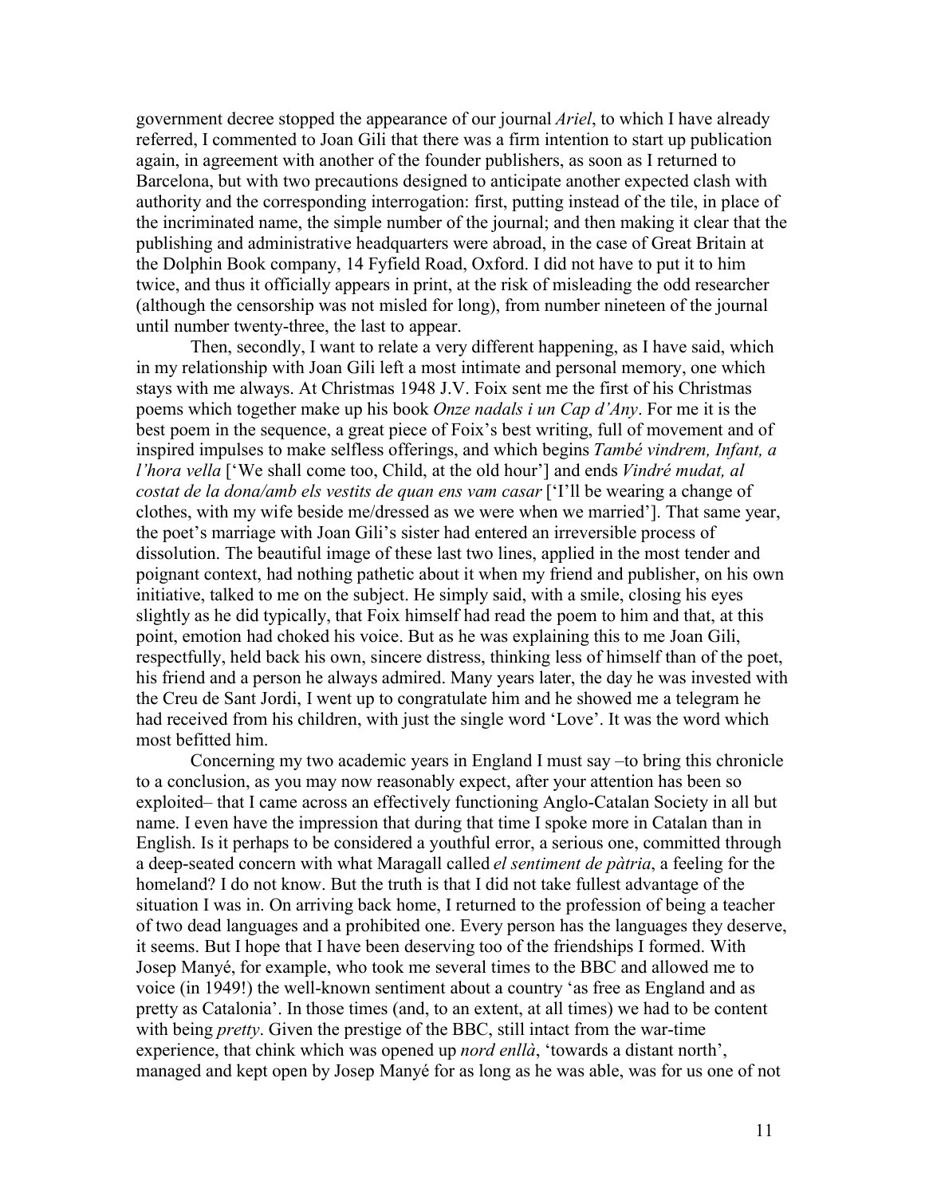government decree stopped the appearance of our journal *Ariel*, to which I have already referred, I commented to Joan Gili that there was a firm intention to start up publication again, in agreement with another of the founder publishers, as soon as I returned to Barcelona, but with two precautions designed to anticipate another expected clash with authority and the corresponding interrogation: first, putting instead of the tile, in place of the incriminated name, the simple number of the journal; and then making it clear that the publishing and administrative headquarters were abroad, in the case of Great Britain at the Dolphin Book company, 14 Fyfield Road, Oxford. I did not have to put it to him twice, and thus it officially appears in print, at the risk of misleading the odd researcher (although the censorship was not misled for long), from number nineteen of the journal until number twenty-three, the last to appear.

Then, secondly, I want to relate a very different happening, as I have said, which in my relationship with Joan Gili left a most intimate and personal memory, one which stays with me always. At Christmas 1948 J.V. Foix sent me the first of his Christmas poems which together make up his book *Onze nadals i un Cap d'Any*. For me it is the best poem in the sequence, a great piece of Foix's best writing, full of movement and of inspired impulses to make selfless offerings, and which begins *També vindrem, Infant, a l'hora vella* ['We shall come too, Child, at the old hour'] and ends *Vindré mudat, al costat de la dona/amb els vestits de quan ens vam casar* ['I'll be wearing a change of clothes, with my wife beside me/dressed as we were when we married']. That same year, the poet's marriage with Joan Gili's sister had entered an irreversible process of dissolution. The beautiful image of these last two lines, applied in the most tender and poignant context, had nothing pathetic about it when my friend and publisher, on his own initiative, talked to me on the subject. He simply said, with a smile, closing his eyes slightly as he did typically, that Foix himself had read the poem to him and that, at this point, emotion had choked his voice. But as he was explaining this to me Joan Gili, respectfully, held back his own, sincere distress, thinking less of himself than of the poet, his friend and a person he always admired. Many years later, the day he was invested with the Creu de Sant Jordi, I went up to congratulate him and he showed me a telegram he had received from his children, with just the single word 'Love'. It was the word which most befitted him.

Concerning my two academic years in England I must say –to bring this chronicle to a conclusion, as you may now reasonably expect, after your attention has been so exploited– that I came across an effectively functioning Anglo-Catalan Society in all but name. I even have the impression that during that time I spoke more in Catalan than in English. Is it perhaps to be considered a youthful error, a serious one, committed through a deep-seated concern with what Maragall called *el sentiment de pàtria*, a feeling for the homeland? I do not know. But the truth is that I did not take fullest advantage of the situation I was in. On arriving back home, I returned to the profession of being a teacher of two dead languages and a prohibited one. Every person has the languages they deserve, it seems. But I hope that I have been deserving too of the friendships I formed. With Josep Manyé, for example, who took me several times to the BBC and allowed me to voice (in 1949!) the well-known sentiment about a country 'as free as England and as pretty as Catalonia'. In those times (and, to an extent, at all times) we had to be content with being *pretty*. Given the prestige of the BBC, still intact from the war-time experience, that chink which was opened up *nord enllà*, 'towards a distant north', managed and kept open by Josep Manyé for as long as he was able, was for us one of not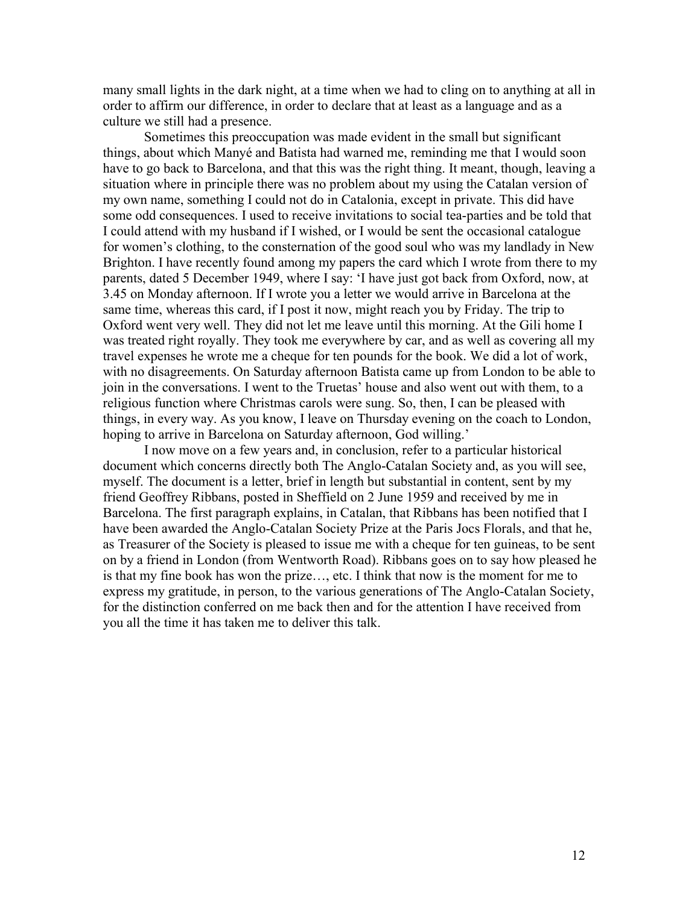many small lights in the dark night, at a time when we had to cling on to anything at all in order to affirm our difference, in order to declare that at least as a language and as a culture we still had a presence.

Sometimes this preoccupation was made evident in the small but significant things, about which Manyé and Batista had warned me, reminding me that I would soon have to go back to Barcelona, and that this was the right thing. It meant, though, leaving a situation where in principle there was no problem about my using the Catalan version of my own name, something I could not do in Catalonia, except in private. This did have some odd consequences. I used to receive invitations to social tea-parties and be told that I could attend with my husband if I wished, or I would be sent the occasional catalogue for women's clothing, to the consternation of the good soul who was my landlady in New Brighton. I have recently found among my papers the card which I wrote from there to my parents, dated 5 December 1949, where I say: 'I have just got back from Oxford, now, at 3.45 on Monday afternoon. If I wrote you a letter we would arrive in Barcelona at the same time, whereas this card, if I post it now, might reach you by Friday. The trip to Oxford went very well. They did not let me leave until this morning. At the Gili home I was treated right royally. They took me everywhere by car, and as well as covering all my travel expenses he wrote me a cheque for ten pounds for the book. We did a lot of work, with no disagreements. On Saturday afternoon Batista came up from London to be able to join in the conversations. I went to the Truetas' house and also went out with them, to a religious function where Christmas carols were sung. So, then, I can be pleased with things, in every way. As you know, I leave on Thursday evening on the coach to London, hoping to arrive in Barcelona on Saturday afternoon, God willing.'

I now move on a few years and, in conclusion, refer to a particular historical document which concerns directly both The Anglo-Catalan Society and, as you will see, myself. The document is a letter, brief in length but substantial in content, sent by my friend Geoffrey Ribbans, posted in Sheffield on 2 June 1959 and received by me in Barcelona. The first paragraph explains, in Catalan, that Ribbans has been notified that I have been awarded the Anglo-Catalan Society Prize at the Paris Jocs Florals, and that he, as Treasurer of the Society is pleased to issue me with a cheque for ten guineas, to be sent on by a friend in London (from Wentworth Road). Ribbans goes on to say how pleased he is that my fine book has won the prize…, etc. I think that now is the moment for me to express my gratitude, in person, to the various generations of The Anglo-Catalan Society, for the distinction conferred on me back then and for the attention I have received from you all the time it has taken me to deliver this talk.